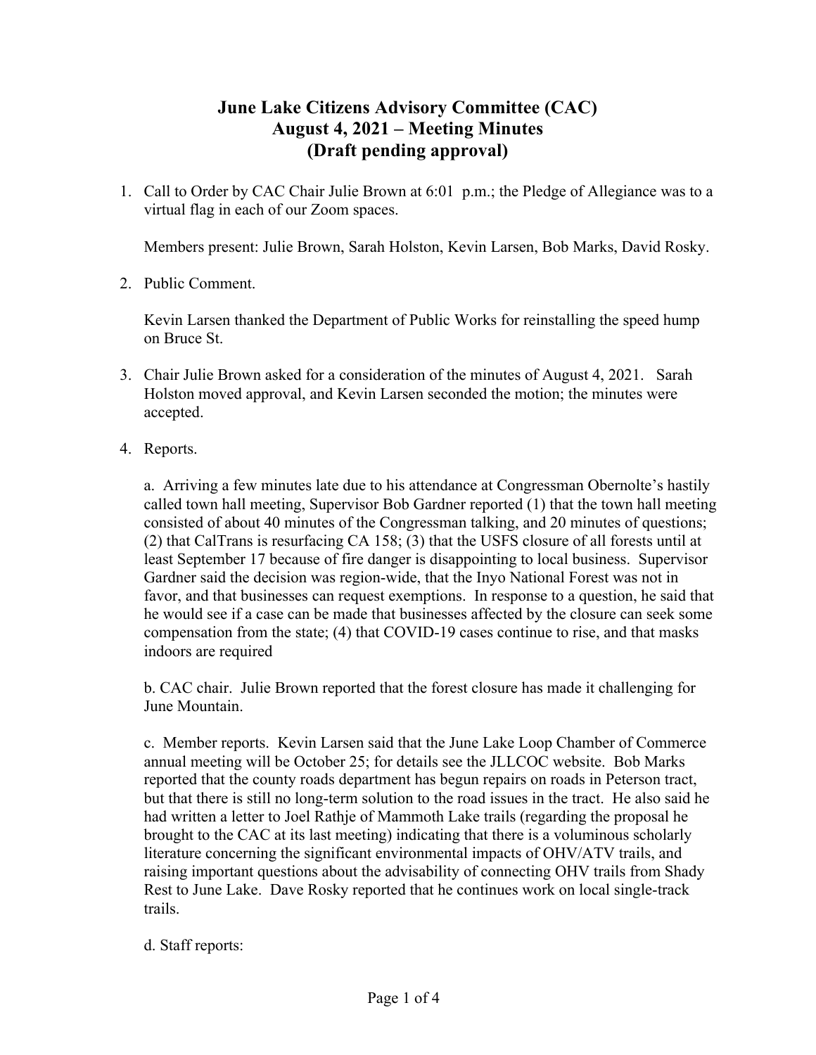# June Lake Citizens Advisory Committee (CAC)
# August 4, 2021 – Meeting Minutes
# (Draft pending approval)

1. Call to Order by CAC Chair Julie Brown at 6:01 p.m.; the Pledge of Allegiance was to a virtual flag in each of our Zoom spaces.

   Members present: Julie Brown, Sarah Holston, Kevin Larsen, Bob Marks, David Rosky.

2. Public Comment.

   Kevin Larsen thanked the Department of Public Works for reinstalling the speed hump on Bruce St.

3. Chair Julie Brown asked for a consideration of the minutes of August 4, 2021. Sarah Holston moved approval, and Kevin Larsen seconded the motion; the minutes were accepted.

4. Reports.

   a. Arriving a few minutes late due to his attendance at Congressman Obernolte's hastily called town hall meeting, Supervisor Bob Gardner reported (1) that the town hall meeting consisted of about 40 minutes of the Congressman talking, and 20 minutes of questions; (2) that CalTrans is resurfacing CA 158; (3) that the USFS closure of all forests until at least September 17 because of fire danger is disappointing to local business. Supervisor Gardner said the decision was region-wide, that the Inyo National Forest was not in favor, and that businesses can request exemptions. In response to a question, he said that he would see if a case can be made that businesses affected by the closure can seek some compensation from the state; (4) that COVID-19 cases continue to rise, and that masks indoors are required

   b. CAC chair. Julie Brown reported that the forest closure has made it challenging for June Mountain.

   c. Member reports. Kevin Larsen said that the June Lake Loop Chamber of Commerce annual meeting will be October 25; for details see the JLLCOC website. Bob Marks reported that the county roads department has begun repairs on roads in Peterson tract, but that there is still no long-term solution to the road issues in the tract. He also said he had written a letter to Joel Rathje of Mammoth Lake trails (regarding the proposal he brought to the CAC at its last meeting) indicating that there is a voluminous scholarly literature concerning the significant environmental impacts of OHV/ATV trails, and raising important questions about the advisability of connecting OHV trails from Shady Rest to June Lake. Dave Rosky reported that he continues work on local single-track trails.

   d. Staff reports: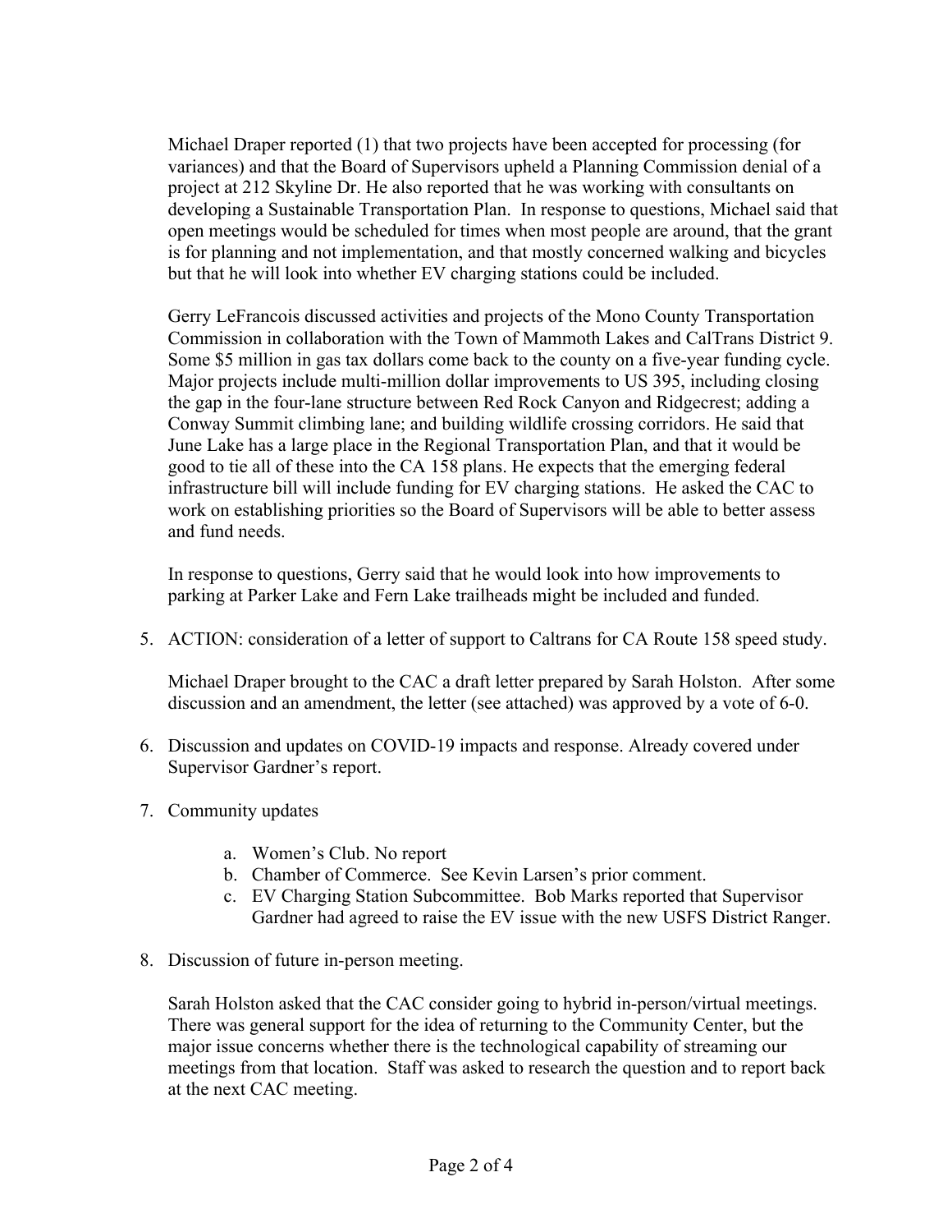Michael Draper reported (1) that two projects have been accepted for processing (for variances) and that the Board of Supervisors upheld a Planning Commission denial of a project at 212 Skyline Dr. He also reported that he was working with consultants on developing a Sustainable Transportation Plan. In response to questions, Michael said that open meetings would be scheduled for times when most people are around, that the grant is for planning and not implementation, and that mostly concerned walking and bicycles but that he will look into whether EV charging stations could be included.

Gerry LeFrancois discussed activities and projects of the Mono County Transportation Commission in collaboration with the Town of Mammoth Lakes and CalTrans District 9. Some $5 million in gas tax dollars come back to the county on a five-year funding cycle. Major projects include multi-million dollar improvements to US 395, including closing the gap in the four-lane structure between Red Rock Canyon and Ridgecrest; adding a Conway Summit climbing lane; and building wildlife crossing corridors. He said that June Lake has a large place in the Regional Transportation Plan, and that it would be good to tie all of these into the CA 158 plans. He expects that the emerging federal infrastructure bill will include funding for EV charging stations. He asked the CAC to work on establishing priorities so the Board of Supervisors will be able to better assess and fund needs.

In response to questions, Gerry said that he would look into how improvements to parking at Parker Lake and Fern Lake trailheads might be included and funded.

5. ACTION: consideration of a letter of support to Caltrans for CA Route 158 speed study.

   Michael Draper brought to the CAC a draft letter prepared by Sarah Holston. After some discussion and an amendment, the letter (see attached) was approved by a vote of 6-0.

6. Discussion and updates on COVID-19 impacts and response. Already covered under Supervisor Gardner's report.

7. Community updates

   a. Women's Club. No report
   b. Chamber of Commerce. See Kevin Larsen's prior comment.
   c. EV Charging Station Subcommittee. Bob Marks reported that Supervisor Gardner had agreed to raise the EV issue with the new USFS District Ranger.

8. Discussion of future in-person meeting.

   Sarah Holston asked that the CAC consider going to hybrid in-person/virtual meetings. There was general support for the idea of returning to the Community Center, but the major issue concerns whether there is the technological capability of streaming our meetings from that location. Staff was asked to research the question and to report back at the next CAC meeting.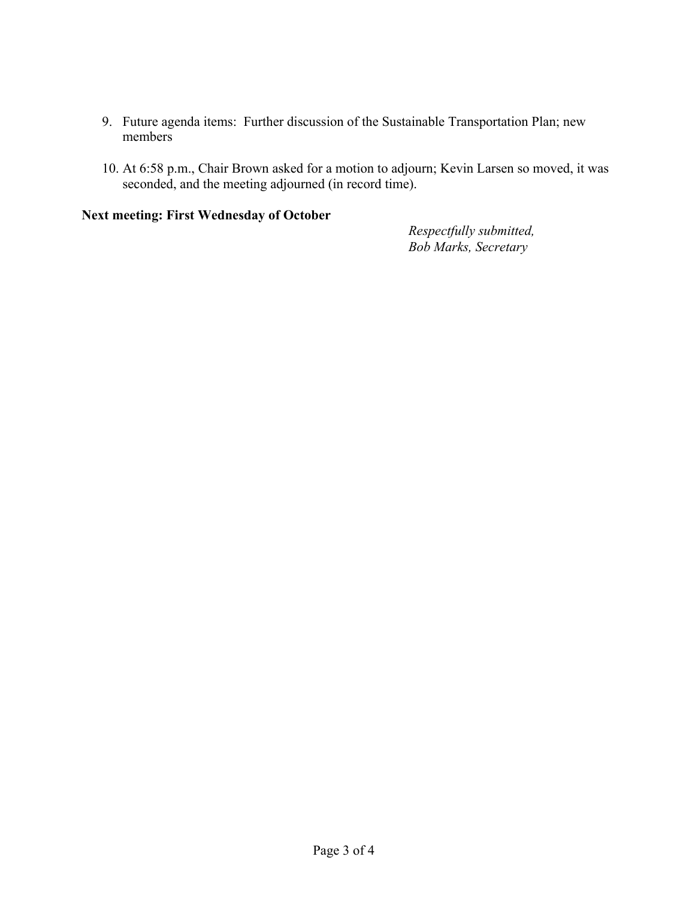9. Future agenda items: Further discussion of the Sustainable Transportation Plan; new members

10. At 6:58 p.m., Chair Brown asked for a motion to adjourn; Kevin Larsen so moved, it was seconded, and the meeting adjourned (in record time).

**Next meeting: First Wednesday of October**

*Respectfully submitted,*
*Bob Marks, Secretary*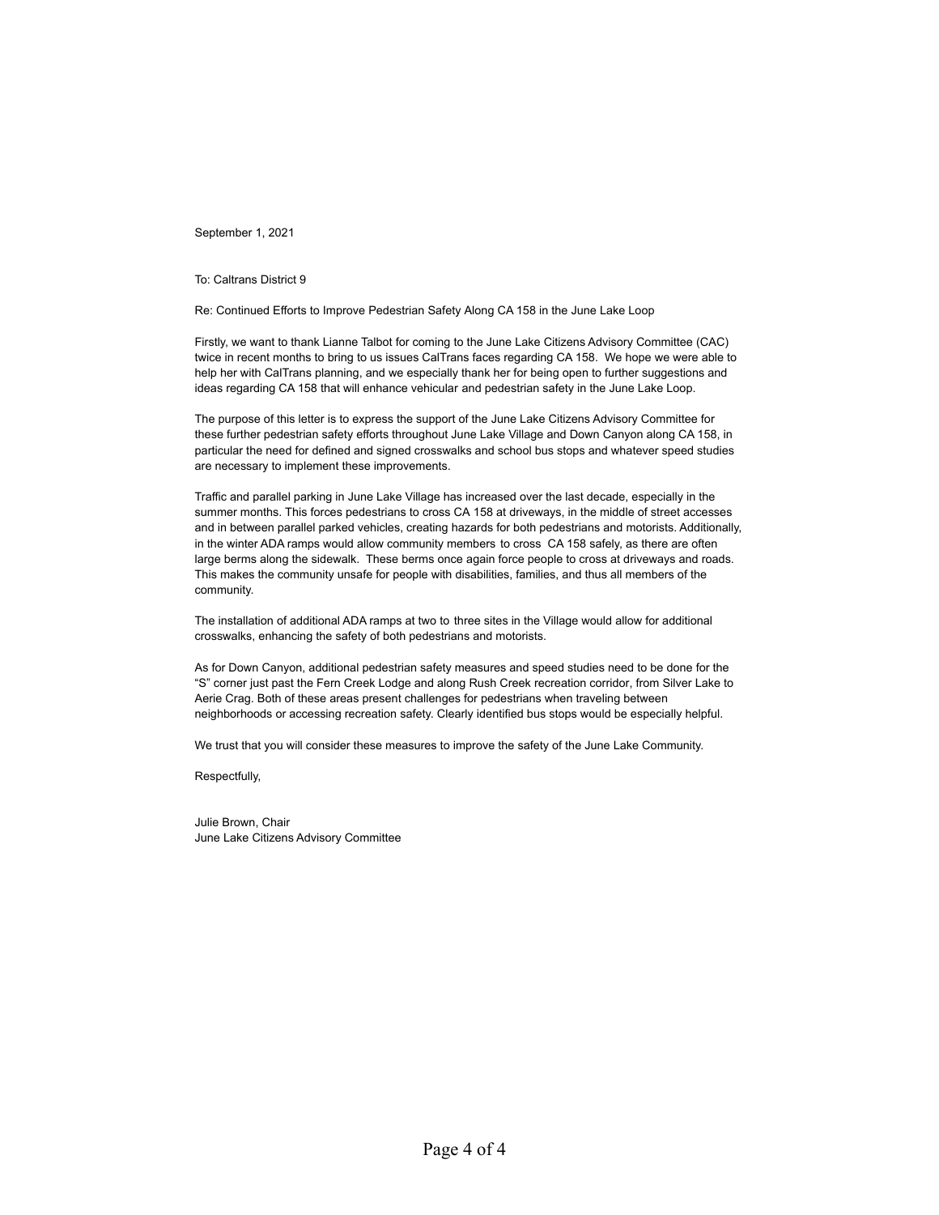September 1, 2021

To: Caltrans District 9

Re: Continued Efforts to Improve Pedestrian Safety Along CA 158 in the June Lake Loop

Firstly, we want to thank Lianne Talbot for coming to the June Lake Citizens Advisory Committee (CAC) twice in recent months to bring to us issues CalTrans faces regarding CA 158. We hope we were able to help her with CalTrans planning, and we especially thank her for being open to further suggestions and ideas regarding CA 158 that will enhance vehicular and pedestrian safety in the June Lake Loop.

The purpose of this letter is to express the support of the June Lake Citizens Advisory Committee for these further pedestrian safety efforts throughout June Lake Village and Down Canyon along CA 158, in particular the need for defined and signed crosswalks and school bus stops and whatever speed studies are necessary to implement these improvements.

Traffic and parallel parking in June Lake Village has increased over the last decade, especially in the summer months. This forces pedestrians to cross CA 158 at driveways, in the middle of street accesses and in between parallel parked vehicles, creating hazards for both pedestrians and motorists. Additionally, in the winter ADA ramps would allow community members to cross CA 158 safely, as there are often large berms along the sidewalk. These berms once again force people to cross at driveways and roads. This makes the community unsafe for people with disabilities, families, and thus all members of the community.

The installation of additional ADA ramps at two to three sites in the Village would allow for additional crosswalks, enhancing the safety of both pedestrians and motorists.

As for Down Canyon, additional pedestrian safety measures and speed studies need to be done for the "S" corner just past the Fern Creek Lodge and along Rush Creek recreation corridor, from Silver Lake to Aerie Crag. Both of these areas present challenges for pedestrians when traveling between neighborhoods or accessing recreation safety. Clearly identified bus stops would be especially helpful.

We trust that you will consider these measures to improve the safety of the June Lake Community.

Respectfully,

Julie Brown, Chair
June Lake Citizens Advisory Committee